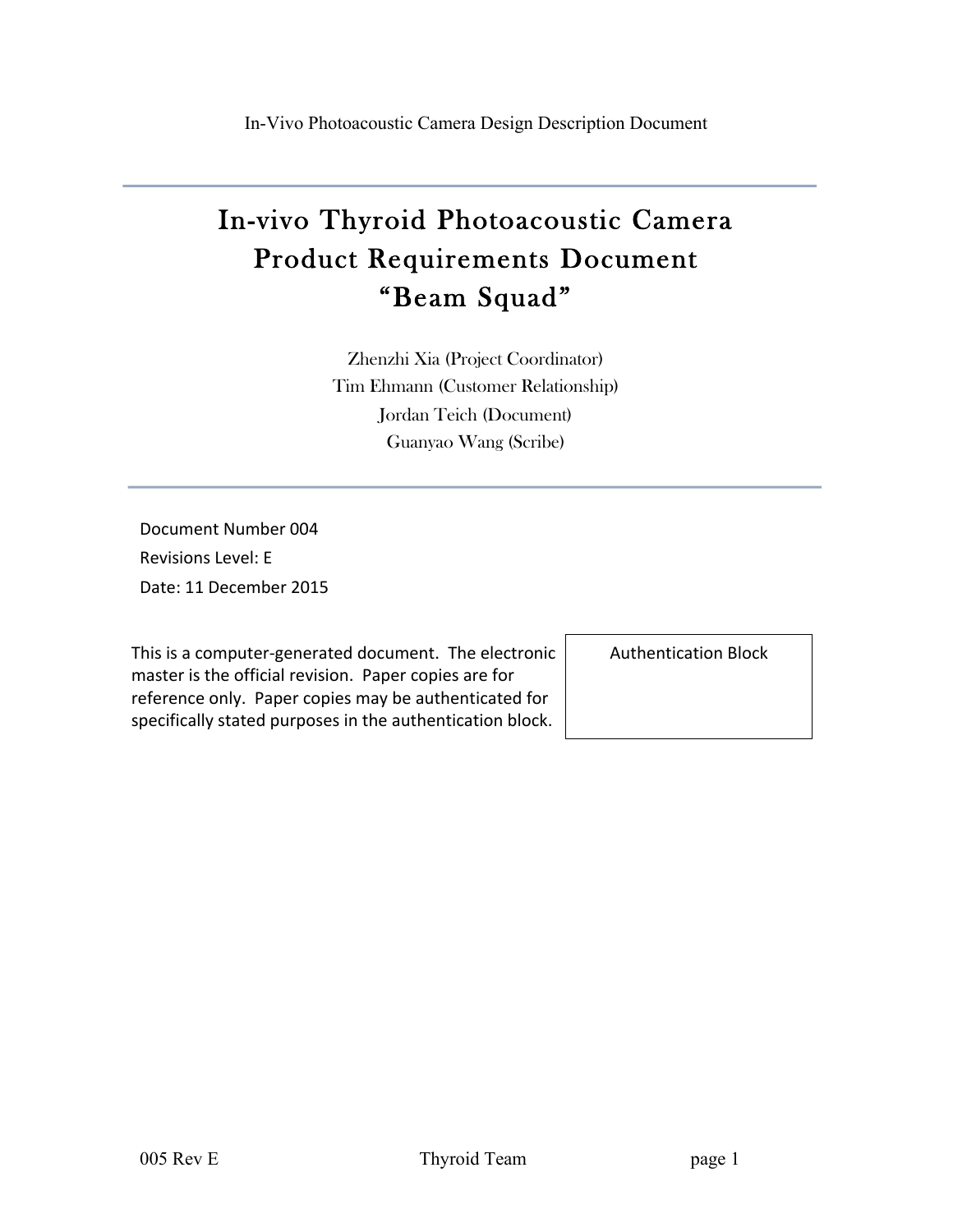# In-vivo Thyroid Photoacoustic Camera Product Requirements Document "Beam Squad"

Zhenzhi Xia (Project Coordinator)
Tim Ehmann (Customer Relationship)
Jordan Teich (Document)
Guanyao Wang (Scribe)

Document Number 004
Revisions Level: E
Date: 11 December 2015

This is a computer-generated document. The electronic master is the official revision. Paper copies are for reference only. Paper copies may be authenticated for specifically stated purposes in the authentication block.

| Authentication Block |
| --- |
| |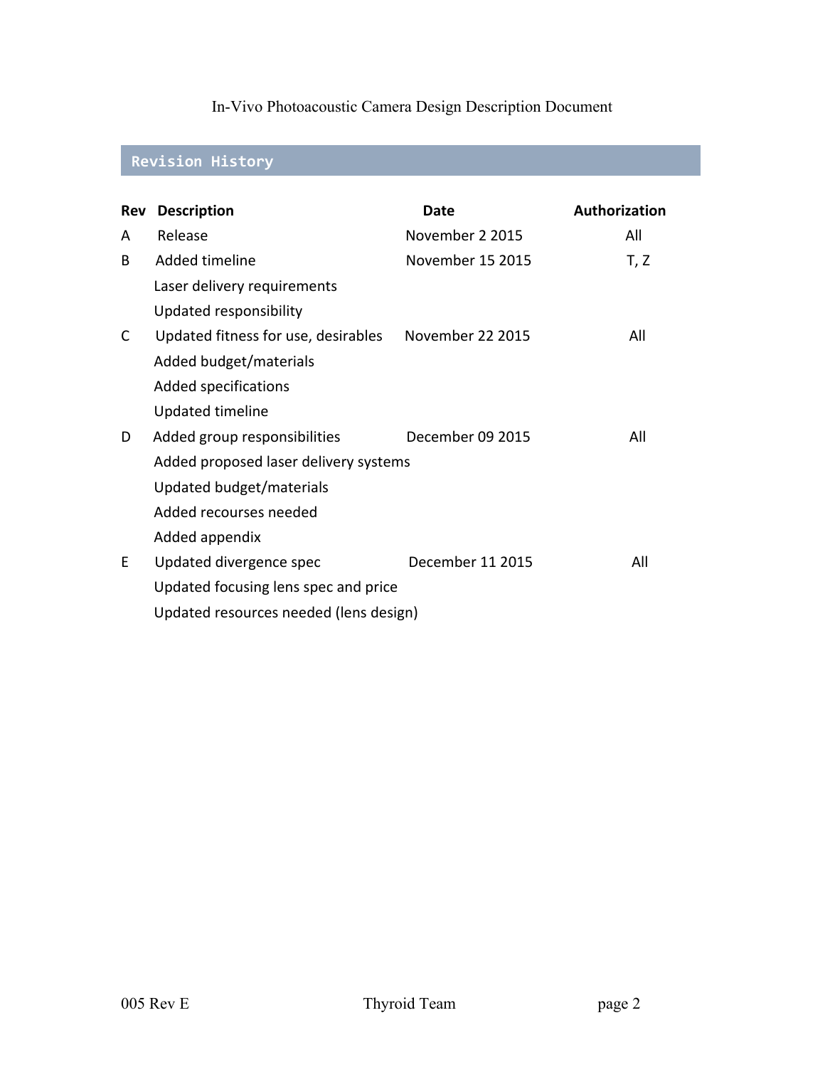In-Vivo Photoacoustic Camera Design Description Document

## Revision History

| Rev | Description | Date | Authorization |
|---|---|---|---|
| A | Release | November 2 2015 | All |
| B | Added timeline<br>Laser delivery requirements<br>Updated responsibility | November 15 2015 | T, Z |
| C | Updated fitness for use, desirables<br>Added budget/materials<br>Added specifications<br>Updated timeline | November 22 2015 | All |
| D | Added group responsibilities<br>Added proposed laser delivery systems<br>Updated budget/materials<br>Added recourses needed<br>Added appendix | December 09 2015 | All |
| E | Updated divergence spec<br>Updated focusing lens spec and price<br>Updated resources needed (lens design) | December 11 2015 | All |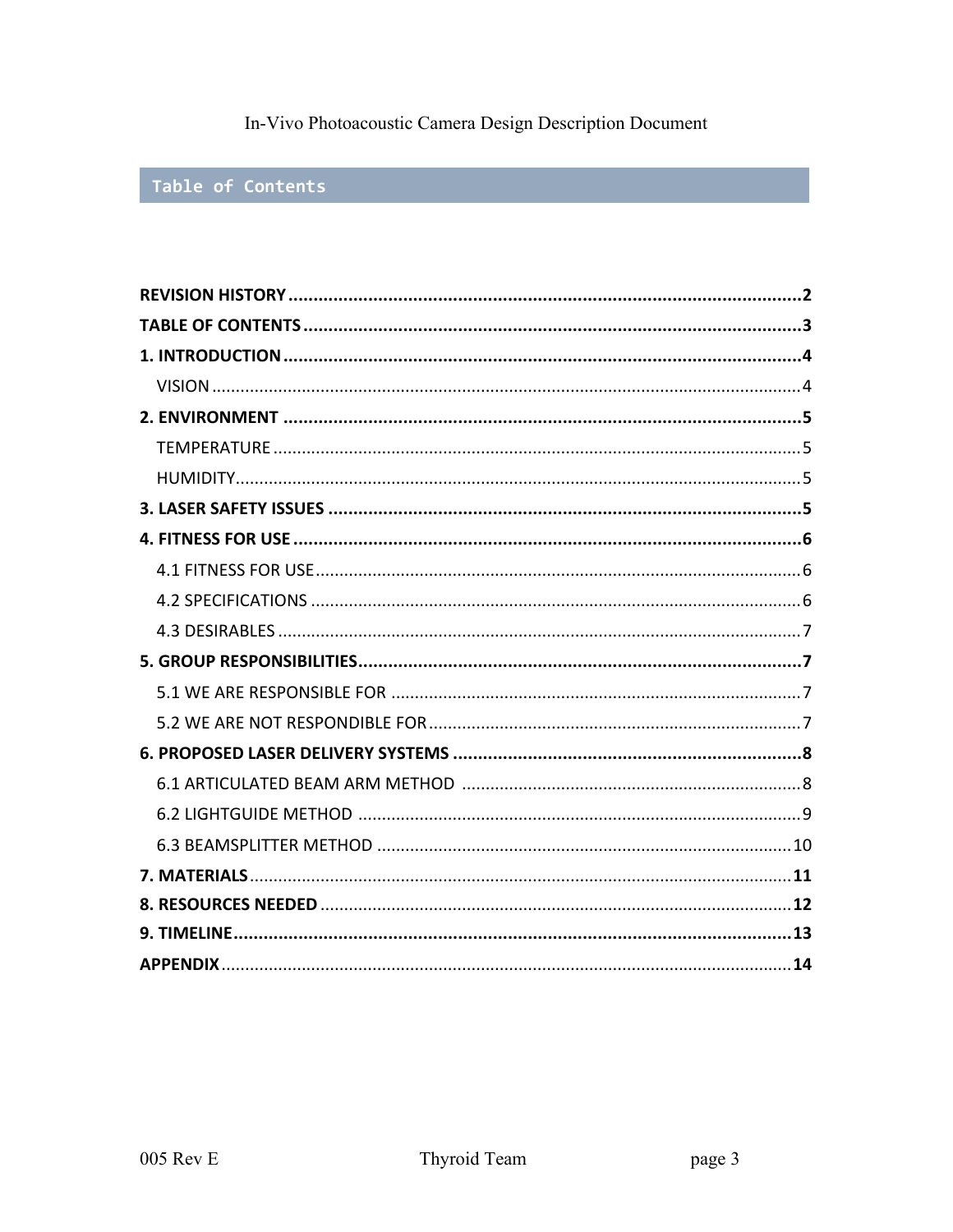## Table of Contents

**REVISION HISTORY** ........................................................................................................ **2**

**TABLE OF CONTENTS** ..................................................................................................... **3**

**1. INTRODUCTION** ........................................................................................................ **4**

VISION ............................................................................................................................. 4

**2. ENVIRONMENT** ......................................................................................................... **5**

TEMPERATURE ................................................................................................................ 5

HUMIDITY......................................................................................................................... 5

**3. LASER SAFETY ISSUES** ................................................................................................ **5**

**4. FITNESS FOR USE** ....................................................................................................... **6**

4.1 FITNESS FOR USE ........................................................................................................ 6

4.2 SPECIFICATIONS ......................................................................................................... 6

4.3 DESIRABLES ................................................................................................................ 7

**5. GROUP RESPONSIBILITIES**.......................................................................................... **7**

5.1 WE ARE RESPONSIBLE FOR ....................................................................................... 7

5.2 WE ARE NOT RESPONDIBLE FOR ............................................................................... 7

**6. PROPOSED LASER DELIVERY SYSTEMS** ...................................................................... **8**

6.1 ARTICULATED BEAM ARM METHOD ......................................................................... 8

6.2 LIGHTGUIDE METHOD ............................................................................................... 9

6.3 BEAMSPLITTER METHOD ......................................................................................... 10

**7. MATERIALS** .............................................................................................................. **11**

**8. RESOURCES NEEDED** ............................................................................................... **12**

**9. TIMELINE** .................................................................................................................. **13**

**APPENDIX** ................................................................................................................... **14**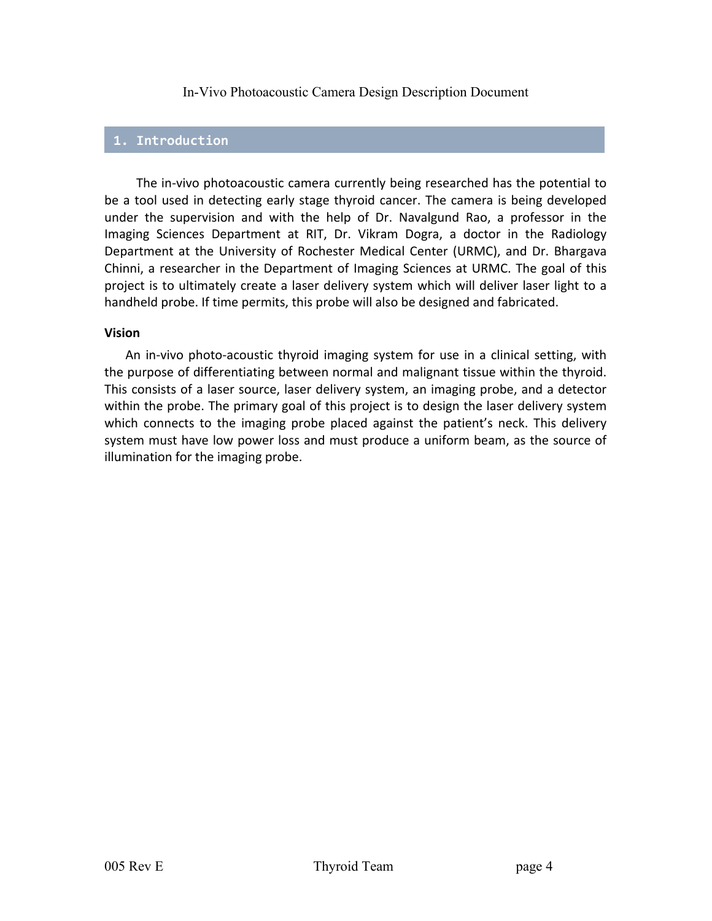## 1. Introduction

The in-vivo photoacoustic camera currently being researched has the potential to be a tool used in detecting early stage thyroid cancer. The camera is being developed under the supervision and with the help of Dr. Navalgund Rao, a professor in the Imaging Sciences Department at RIT, Dr. Vikram Dogra, a doctor in the Radiology Department at the University of Rochester Medical Center (URMC), and Dr. Bhargava Chinni, a researcher in the Department of Imaging Sciences at URMC. The goal of this project is to ultimately create a laser delivery system which will deliver laser light to a handheld probe. If time permits, this probe will also be designed and fabricated.

**Vision**

An in-vivo photo-acoustic thyroid imaging system for use in a clinical setting, with the purpose of differentiating between normal and malignant tissue within the thyroid. This consists of a laser source, laser delivery system, an imaging probe, and a detector within the probe. The primary goal of this project is to design the laser delivery system which connects to the imaging probe placed against the patient's neck. This delivery system must have low power loss and must produce a uniform beam, as the source of illumination for the imaging probe.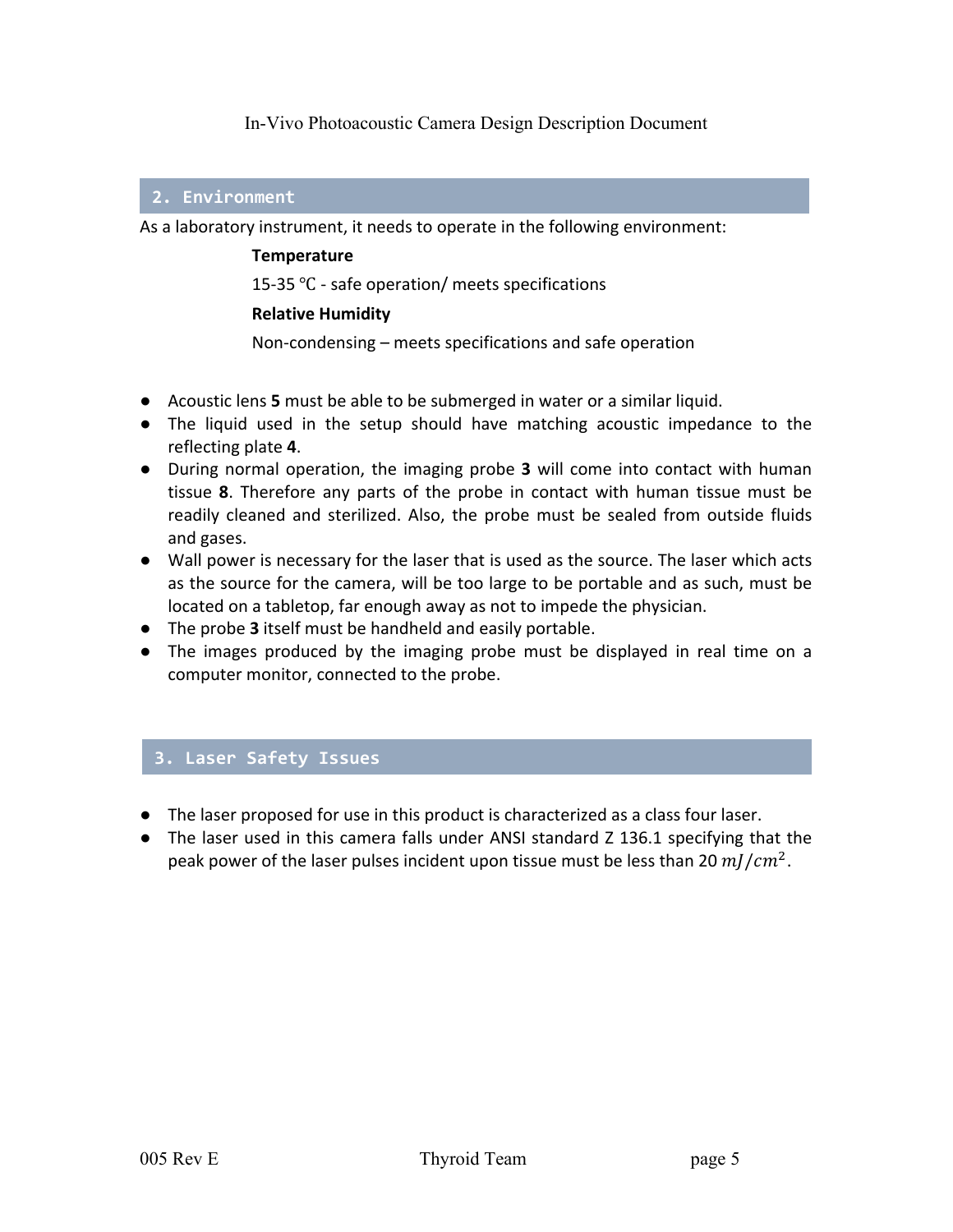## 2. Environment

As a laboratory instrument, it needs to operate in the following environment:

**Temperature**

15-35 ℃ - safe operation/ meets specifications

**Relative Humidity**

Non-condensing – meets specifications and safe operation

- Acoustic lens **5** must be able to be submerged in water or a similar liquid.
- The liquid used in the setup should have matching acoustic impedance to the reflecting plate **4**.
- During normal operation, the imaging probe **3** will come into contact with human tissue **8**. Therefore any parts of the probe in contact with human tissue must be readily cleaned and sterilized. Also, the probe must be sealed from outside fluids and gases.
- Wall power is necessary for the laser that is used as the source. The laser which acts as the source for the camera, will be too large to be portable and as such, must be located on a tabletop, far enough away as not to impede the physician.
- The probe **3** itself must be handheld and easily portable.
- The images produced by the imaging probe must be displayed in real time on a computer monitor, connected to the probe.

## 3. Laser Safety Issues

- The laser proposed for use in this product is characterized as a class four laser.
- The laser used in this camera falls under ANSI standard Z 136.1 specifying that the peak power of the laser pulses incident upon tissue must be less than 20 $mJ/cm^2$.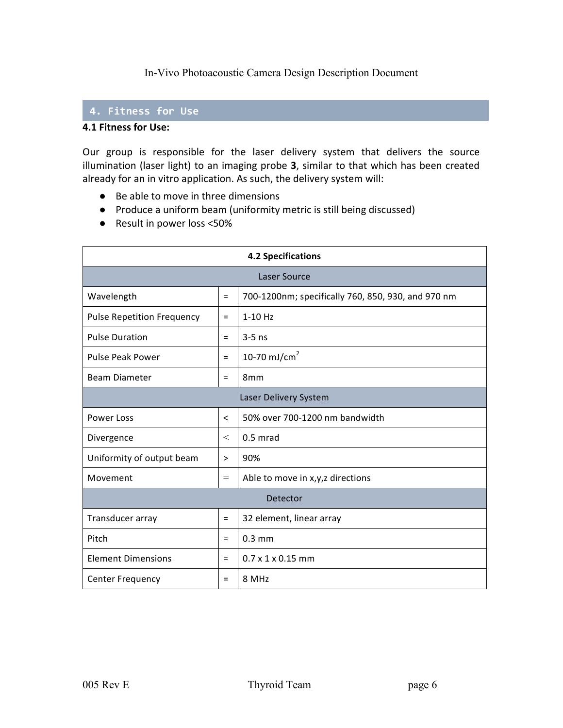## 4. Fitness for Use

### 4.1 Fitness for Use:

Our group is responsible for the laser delivery system that delivers the source illumination (laser light) to an imaging probe **3**, similar to that which has been created already for an in vitro application. As such, the delivery system will:

- Be able to move in three dimensions
- Produce a uniform beam (uniformity metric is still being discussed)
- Result in power loss <50%

| **4.2 Specifications** | | |
|---|---|---|
| Laser Source | | |
| Wavelength | = | 700-1200nm; specifically 760, 850, 930, and 970 nm |
| Pulse Repetition Frequency | = | 1-10 Hz |
| Pulse Duration | = | 3-5 ns |
| Pulse Peak Power | = | 10-70 $mJ/cm^2$ |
| Beam Diameter | = | 8mm |
| Laser Delivery System | | |
| Power Loss | < | 50% over 700-1200 nm bandwidth |
| Divergence | < | 0.5 mrad |
| Uniformity of output beam | > | 90% |
| Movement | = | Able to move in x,y,z directions |
| Detector | | |
| Transducer array | = | 32 element, linear array |
| Pitch | = | 0.3 mm |
| Element Dimensions | = | 0.7 x 1 x 0.15 mm |
| Center Frequency | = | 8 MHz |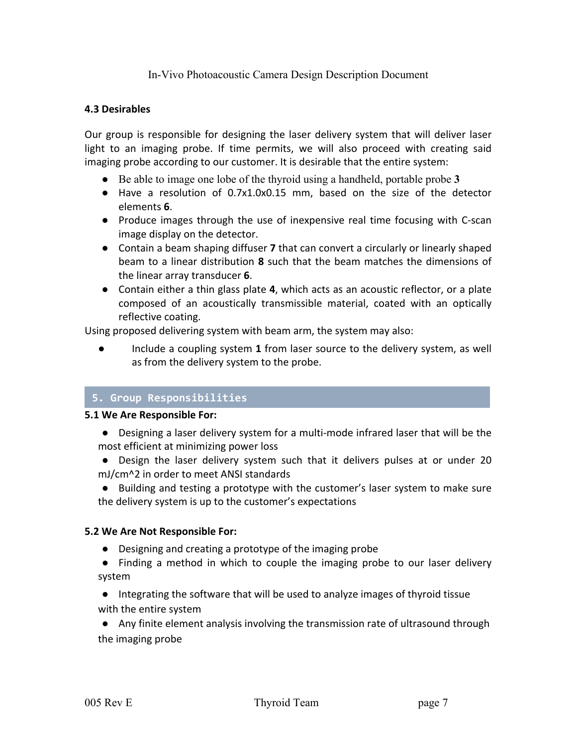### 4.3 Desirables

Our group is responsible for designing the laser delivery system that will deliver laser light to an imaging probe. If time permits, we will also proceed with creating said imaging probe according to our customer. It is desirable that the entire system:

- Be able to image one lobe of the thyroid using a handheld, portable probe **3**
- Have a resolution of 0.7x1.0x0.15 mm, based on the size of the detector elements **6**.
- Produce images through the use of inexpensive real time focusing with C-scan image display on the detector.
- Contain a beam shaping diffuser **7** that can convert a circularly or linearly shaped beam to a linear distribution **8** such that the beam matches the dimensions of the linear array transducer **6**.
- Contain either a thin glass plate **4**, which acts as an acoustic reflector, or a plate composed of an acoustically transmissible material, coated with an optically reflective coating.

Using proposed delivering system with beam arm, the system may also:

- Include a coupling system **1** from laser source to the delivery system, as well as from the delivery system to the probe.

## 5. Group Responsibilities

### 5.1 We Are Responsible For:

- Designing a laser delivery system for a multi-mode infrared laser that will be the most efficient at minimizing power loss
- Design the laser delivery system such that it delivers pulses at or under 20 mJ/cm^2 in order to meet ANSI standards
- Building and testing a prototype with the customer's laser system to make sure the delivery system is up to the customer's expectations

### 5.2 We Are Not Responsible For:

- Designing and creating a prototype of the imaging probe
- Finding a method in which to couple the imaging probe to our laser delivery system
- Integrating the software that will be used to analyze images of thyroid tissue with the entire system
- Any finite element analysis involving the transmission rate of ultrasound through the imaging probe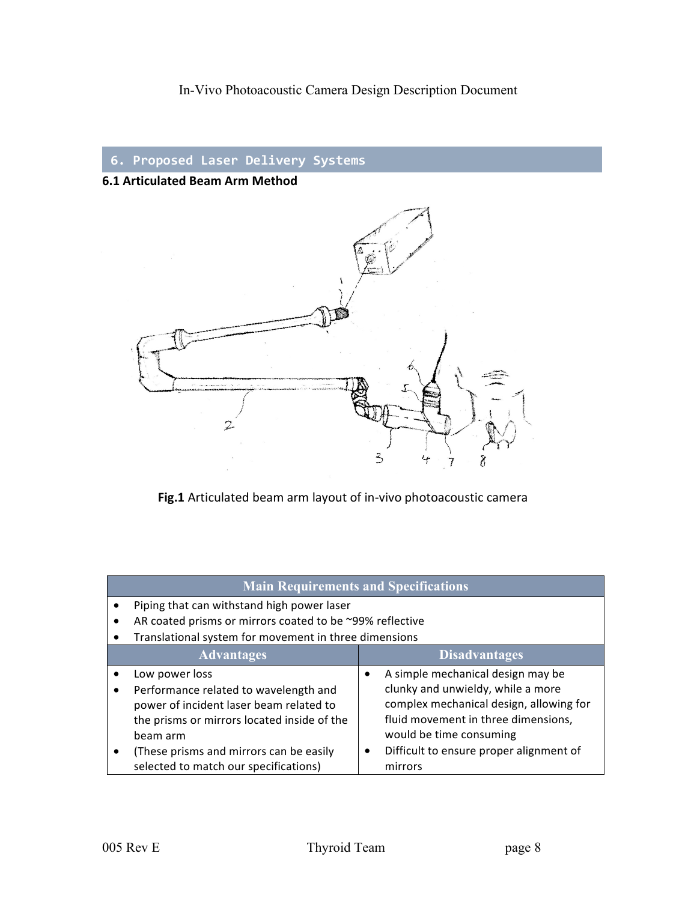## 6. Proposed Laser Delivery Systems

### 6.1 Articulated Beam Arm Method

1
2
3
4
5
6
7
8

**Fig.1** Articulated beam arm layout of in-vivo photoacoustic camera

| Main Requirements and Specifications | |
|---|---|
| • Piping that can withstand high power laser<br>• AR coated prisms or mirrors coated to be ~99% reflective<br>• Translational system for movement in three dimensions | |
| **Advantages** | **Disadvantages** |
| • Low power loss<br>• Performance related to wavelength and power of incident laser beam related to the prisms or mirrors located inside of the beam arm<br>• (These prisms and mirrors can be easily selected to match our specifications) | • A simple mechanical design may be clunky and unwieldy, while a more complex mechanical design, allowing for fluid movement in three dimensions, would be time consuming<br>• Difficult to ensure proper alignment of mirrors |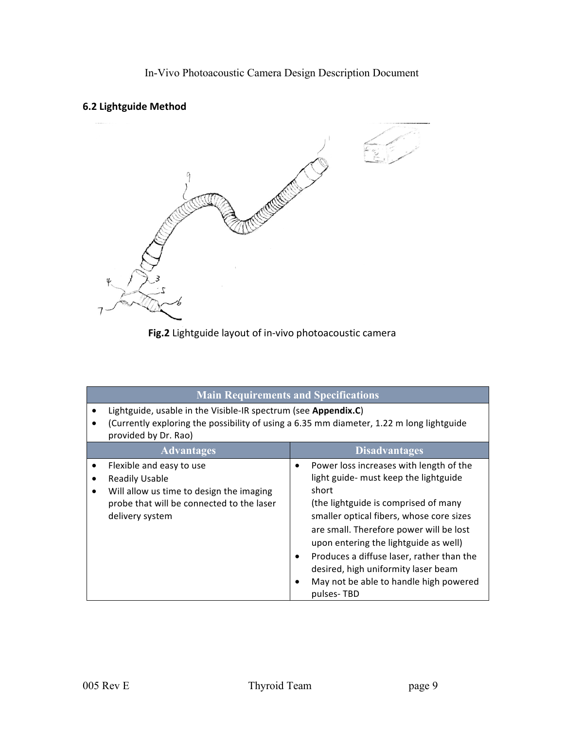### 6.2 Lightguide Method

9

1

4

3

5

6

7

**Fig.2** Lightguide layout of in-vivo photoacoustic camera

| Main Requirements and Specifications | |
|---|---|
| • Lightguide, usable in the Visible-IR spectrum (see **Appendix.C**)<br>• (Currently exploring the possibility of using a 6.35 mm diameter, 1.22 m long lightguide provided by Dr. Rao) | |
| **Advantages** | **Disadvantages** |
| • Flexible and easy to use<br>• Readily Usable<br>• Will allow us time to design the imaging probe that will be connected to the laser delivery system | • Power loss increases with length of the light guide- must keep the lightguide short (the lightguide is comprised of many smaller optical fibers, whose core sizes are small. Therefore power will be lost upon entering the lightguide as well)<br>• Produces a diffuse laser, rather than the desired, high uniformity laser beam<br>• May not be able to handle high powered pulses- TBD |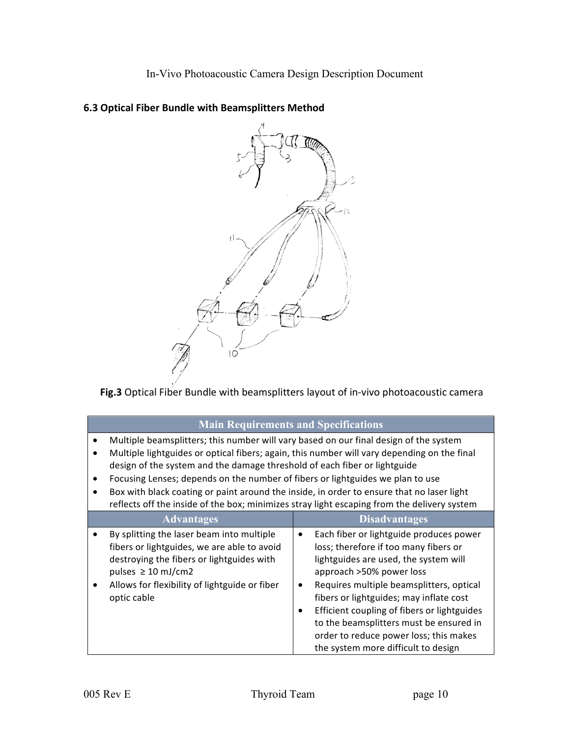### 6.3 Optical Fiber Bundle with Beamsplitters Method

**Fig.3** Optical Fiber Bundle with beamsplitters layout of in-vivo photoacoustic camera

| Main Requirements and Specifications | |
|---|---|
| • Multiple beamsplitters; this number will vary based on our final design of the system<br>• Multiple lightguides or optical fibers; again, this number will vary depending on the final design of the system and the damage threshold of each fiber or lightguide<br>• Focusing Lenses; depends on the number of fibers or lightguides we plan to use<br>• Box with black coating or paint around the inside, in order to ensure that no laser light reflects off the inside of the box; minimizes stray light escaping from the delivery system | |
| **Advantages** | **Disadvantages** |
| • By splitting the laser beam into multiple fibers or lightguides, we are able to avoid destroying the fibers or lightguides with pulses ≥ 10 mJ/cm2<br>• Allows for flexibility of lightguide or fiber optic cable | • Each fiber or lightguide produces power loss; therefore if too many fibers or lightguides are used, the system will approach >50% power loss<br>• Requires multiple beamsplitters, optical fibers or lightguides; may inflate cost<br>• Efficient coupling of fibers or lightguides to the beamsplitters must be ensured in order to reduce power loss; this makes the system more difficult to design |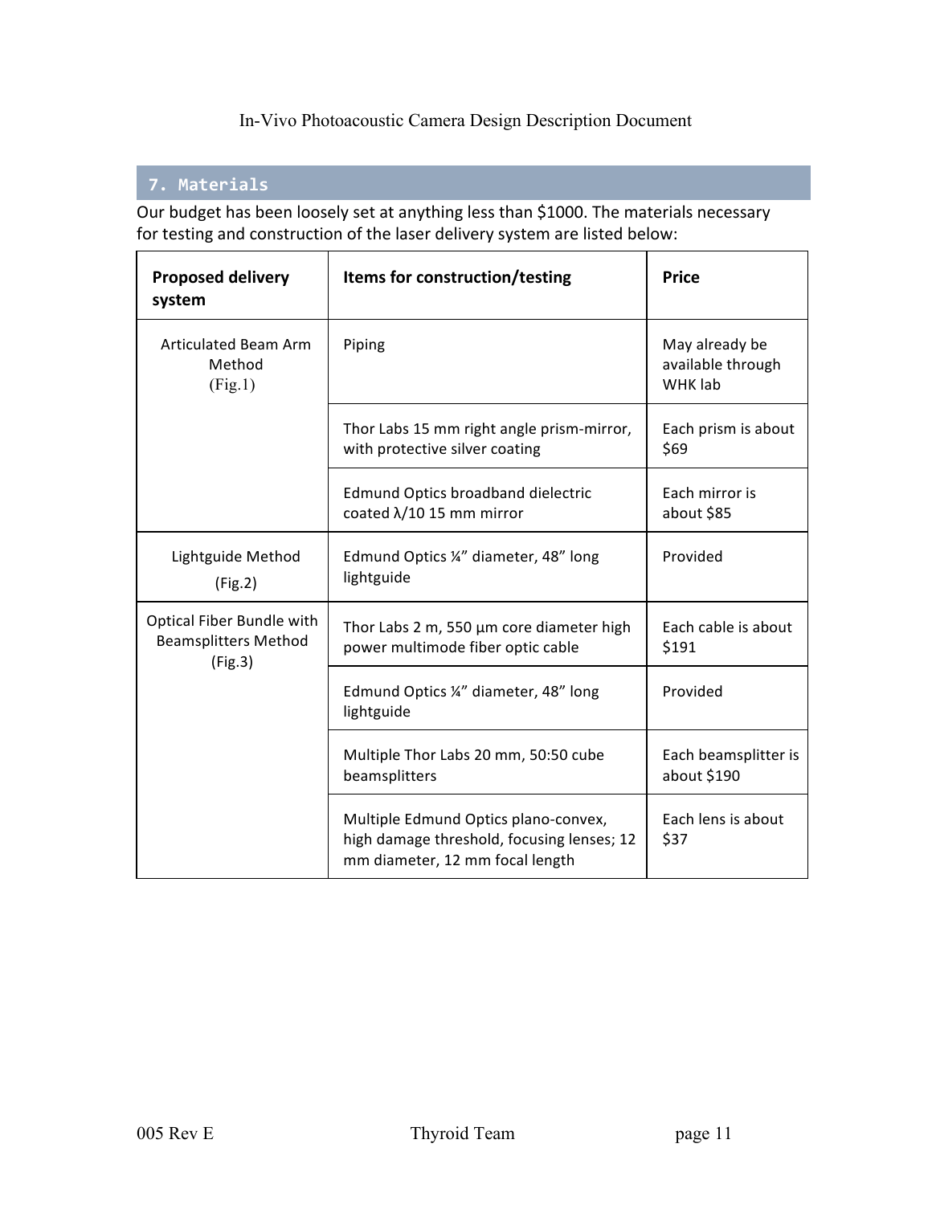## 7. Materials

Our budget has been loosely set at anything less than $1000. The materials necessary for testing and construction of the laser delivery system are listed below:

| Proposed delivery system | Items for construction/testing | Price |
|---|---|---|
| Articulated Beam Arm Method (Fig.1) | Piping | May already be available through WHK lab |
| | Thor Labs 15 mm right angle prism-mirror, with protective silver coating | Each prism is about $69 |
| | Edmund Optics broadband dielectric coated λ/10 15 mm mirror | Each mirror is about $85 |
| Lightguide Method (Fig.2) | Edmund Optics ¼” diameter, 48” long lightguide | Provided |
| Optical Fiber Bundle with Beamsplitters Method (Fig.3) | Thor Labs 2 m, 550 µm core diameter high power multimode fiber optic cable | Each cable is about $191 |
| | Edmund Optics ¼” diameter, 48” long lightguide | Provided |
| | Multiple Thor Labs 20 mm, 50:50 cube beamsplitters | Each beamsplitter is about $190 |
| | Multiple Edmund Optics plano-convex, high damage threshold, focusing lenses; 12 mm diameter, 12 mm focal length | Each lens is about $37 |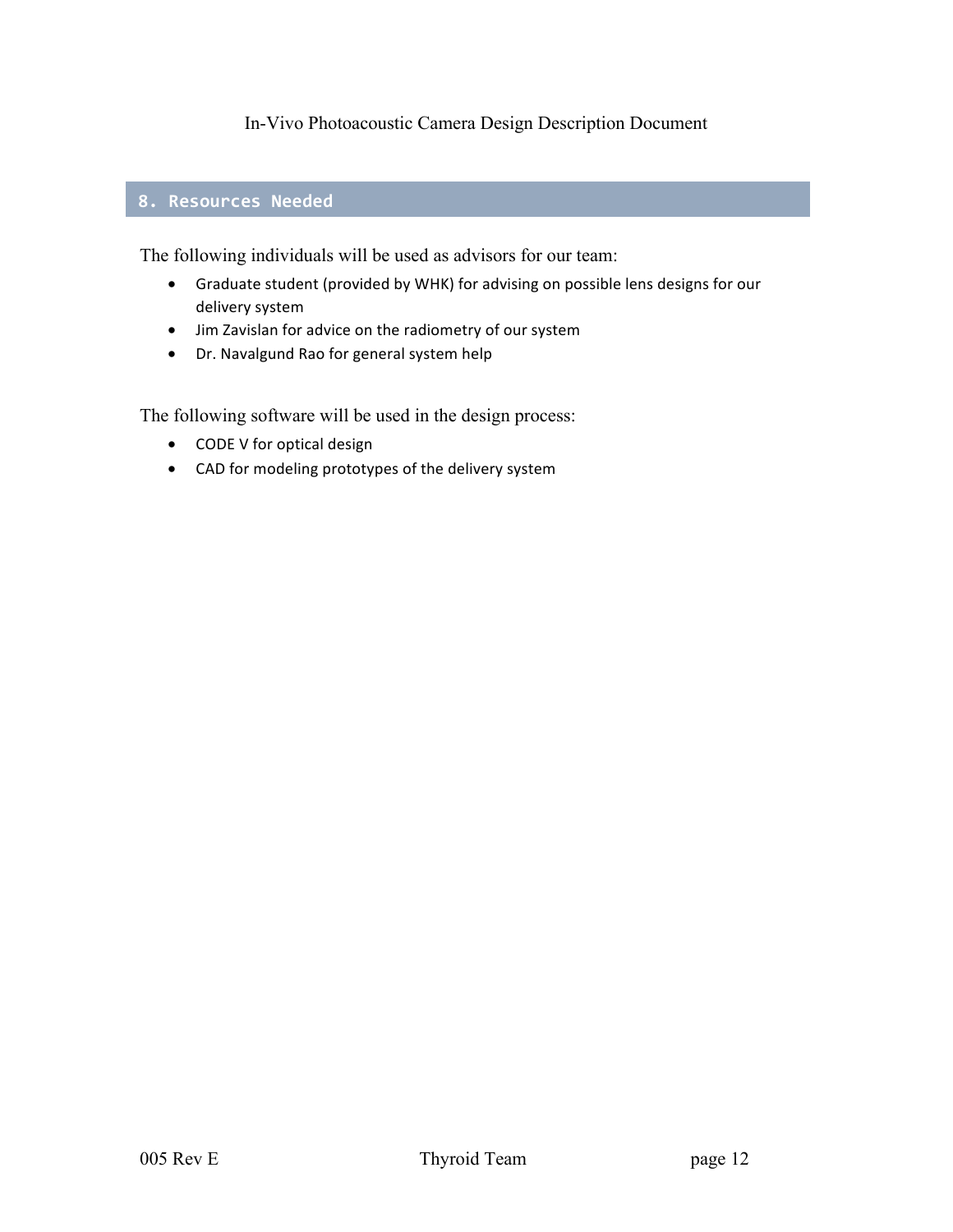## 8. Resources Needed

The following individuals will be used as advisors for our team:

- Graduate student (provided by WHK) for advising on possible lens designs for our delivery system
- Jim Zavislan for advice on the radiometry of our system
- Dr. Navalgund Rao for general system help

The following software will be used in the design process:

- CODE V for optical design
- CAD for modeling prototypes of the delivery system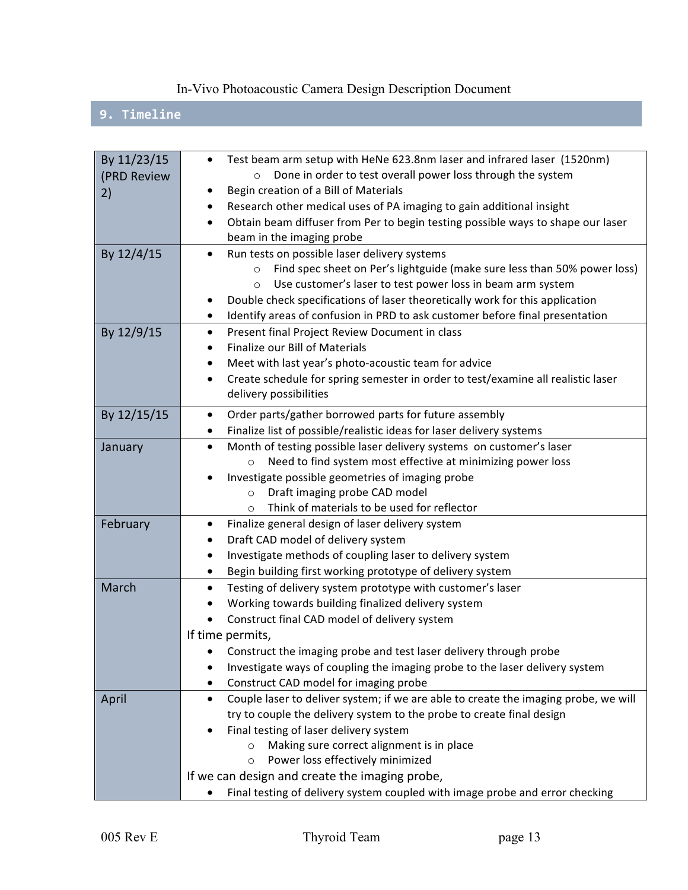## 9. Timeline

| | |
|---|---|
| By 11/23/15 (PRD Review 2) | • Test beam arm setup with HeNe 623.8nm laser and infrared laser (1520nm)<br>  ○ Done in order to test overall power loss through the system<br>• Begin creation of a Bill of Materials<br>• Research other medical uses of PA imaging to gain additional insight<br>• Obtain beam diffuser from Per to begin testing possible ways to shape our laser beam in the imaging probe |
| By 12/4/15 | • Run tests on possible laser delivery systems<br>  ○ Find spec sheet on Per's lightguide (make sure less than 50% power loss)<br>  ○ Use customer's laser to test power loss in beam arm system<br>• Double check specifications of laser theoretically work for this application<br>• Identify areas of confusion in PRD to ask customer before final presentation |
| By 12/9/15 | • Present final Project Review Document in class<br>• Finalize our Bill of Materials<br>• Meet with last year's photo-acoustic team for advice<br>• Create schedule for spring semester in order to test/examine all realistic laser delivery possibilities |
| By 12/15/15 | • Order parts/gather borrowed parts for future assembly<br>• Finalize list of possible/realistic ideas for laser delivery systems |
| January | • Month of testing possible laser delivery systems on customer's laser<br>  ○ Need to find system most effective at minimizing power loss<br>• Investigate possible geometries of imaging probe<br>  ○ Draft imaging probe CAD model<br>  ○ Think of materials to be used for reflector |
| February | • Finalize general design of laser delivery system<br>• Draft CAD model of delivery system<br>• Investigate methods of coupling laser to delivery system<br>• Begin building first working prototype of delivery system |
| March | • Testing of delivery system prototype with customer's laser<br>• Working towards building finalized delivery system<br>• Construct final CAD model of delivery system<br>If time permits,<br>• Construct the imaging probe and test laser delivery through probe<br>• Investigate ways of coupling the imaging probe to the laser delivery system<br>• Construct CAD model for imaging probe |
| April | • Couple laser to deliver system; if we are able to create the imaging probe, we will try to couple the delivery system to the probe to create final design<br>• Final testing of laser delivery system<br>  ○ Making sure correct alignment is in place<br>  ○ Power loss effectively minimized<br>If we can design and create the imaging probe,<br>• Final testing of delivery system coupled with image probe and error checking |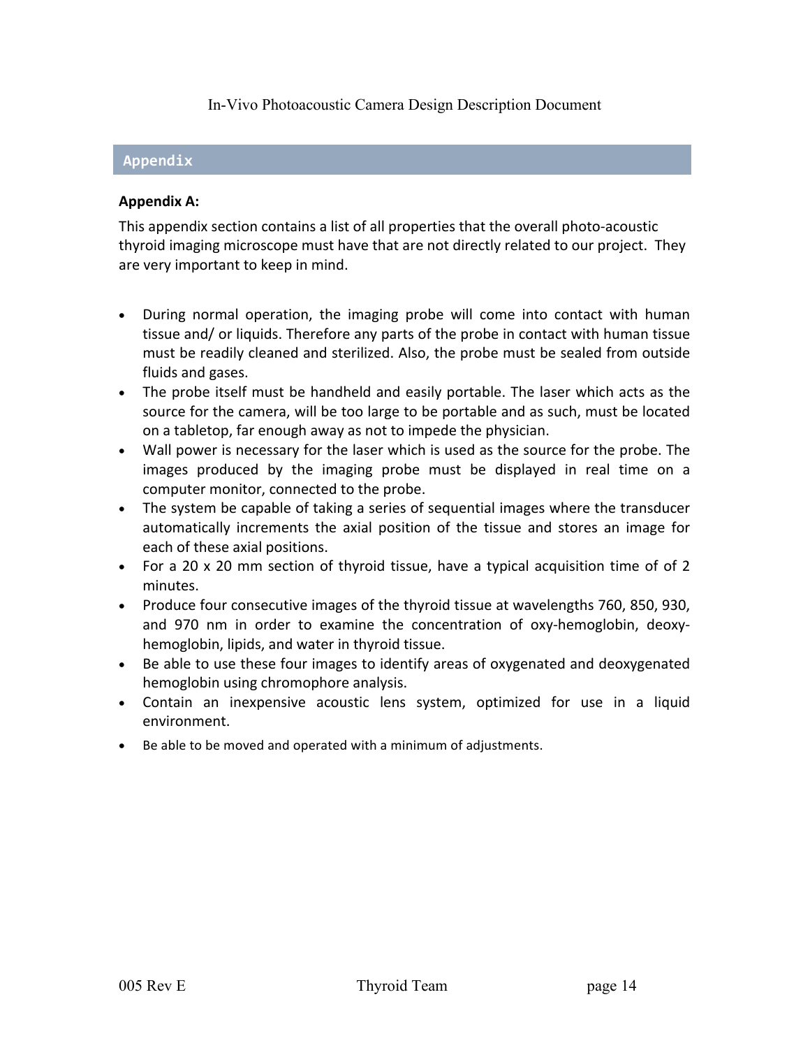## Appendix

**Appendix A:**

This appendix section contains a list of all properties that the overall photo-acoustic thyroid imaging microscope must have that are not directly related to our project. They are very important to keep in mind.

- During normal operation, the imaging probe will come into contact with human tissue and/ or liquids. Therefore any parts of the probe in contact with human tissue must be readily cleaned and sterilized. Also, the probe must be sealed from outside fluids and gases.
- The probe itself must be handheld and easily portable. The laser which acts as the source for the camera, will be too large to be portable and as such, must be located on a tabletop, far enough away as not to impede the physician.
- Wall power is necessary for the laser which is used as the source for the probe. The images produced by the imaging probe must be displayed in real time on a computer monitor, connected to the probe.
- The system be capable of taking a series of sequential images where the transducer automatically increments the axial position of the tissue and stores an image for each of these axial positions.
- For a 20 x 20 mm section of thyroid tissue, have a typical acquisition time of of 2 minutes.
- Produce four consecutive images of the thyroid tissue at wavelengths 760, 850, 930, and 970 nm in order to examine the concentration of oxy-hemoglobin, deoxy-hemoglobin, lipids, and water in thyroid tissue.
- Be able to use these four images to identify areas of oxygenated and deoxygenated hemoglobin using chromophore analysis.
- Contain an inexpensive acoustic lens system, optimized for use in a liquid environment.
- Be able to be moved and operated with a minimum of adjustments.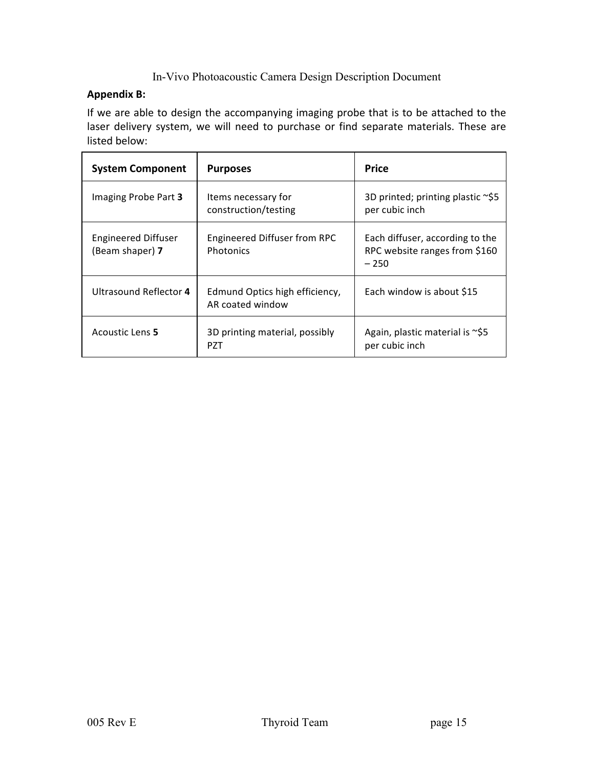**Appendix B:**

If we are able to design the accompanying imaging probe that is to be attached to the laser delivery system, we will need to purchase or find separate materials. These are listed below:

| System Component | Purposes | Price |
| --- | --- | --- |
| Imaging Probe Part **3** | Items necessary for construction/testing | 3D printed; printing plastic ~$5 per cubic inch |
| Engineered Diffuser (Beam shaper) **7** | Engineered Diffuser from RPC Photonics | Each diffuser, according to the RPC website ranges from $160 – 250 |
| Ultrasound Reflector **4** | Edmund Optics high efficiency, AR coated window | Each window is about $15 |
| Acoustic Lens **5** | 3D printing material, possibly PZT | Again, plastic material is ~$5 per cubic inch |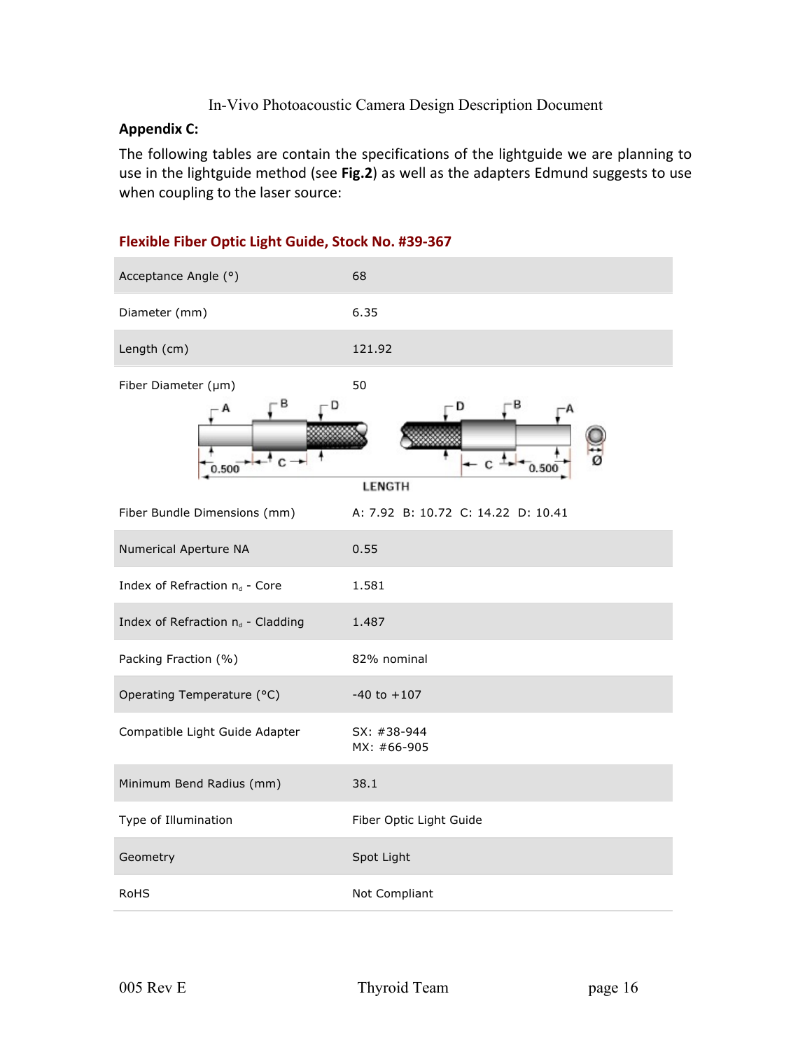## Appendix C:

The following tables are contain the specifications of the lightguide we are planning to use in the lightguide method (see **Fig.2**) as well as the adapters Edmund suggests to use when coupling to the laser source:

### Flexible Fiber Optic Light Guide, Stock No. #39-367

| | |
|---|---|
| Acceptance Angle (°) | 68 |
| Diameter (mm) | 6.35 |
| Length (cm) | 121.92 |
| Fiber Diameter (μm) | 50 |

A B D D B A
0.500 C C 0.500 Ø
LENGTH

| | |
|---|---|
| Fiber Bundle Dimensions (mm) | A: 7.92 B: 10.72 C: 14.22 D: 10.41 |
| Numerical Aperture NA | 0.55 |
| Index of Refraction $n_d$ - Core | 1.581 |
| Index of Refraction $n_d$ - Cladding | 1.487 |
| Packing Fraction (%) | 82% nominal |
| Operating Temperature (°C) | -40 to +107 |
| Compatible Light Guide Adapter | SX: #38-944<br>MX: #66-905 |
| Minimum Bend Radius (mm) | 38.1 |
| Type of Illumination | Fiber Optic Light Guide |
| Geometry | Spot Light |
| RoHS | Not Compliant |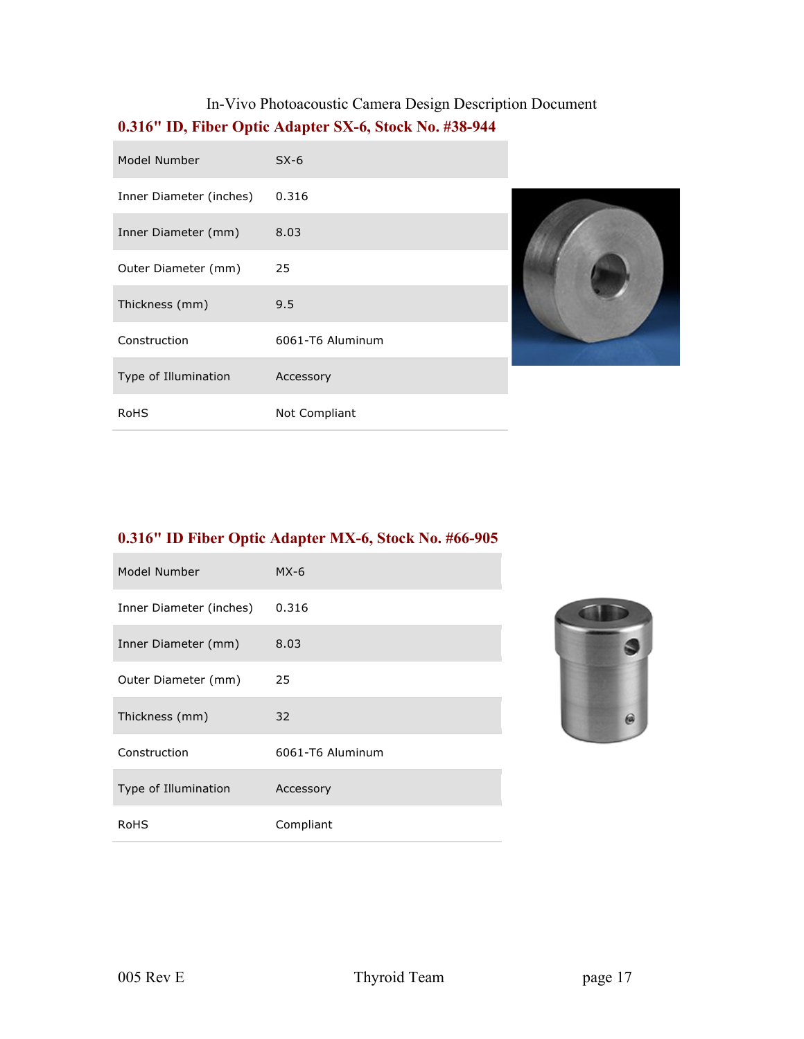## 0.316" ID, Fiber Optic Adapter SX-6, Stock No. #38-944

| | |
|---|---|
| Model Number | SX-6 |
| Inner Diameter (inches) | 0.316 |
| Inner Diameter (mm) | 8.03 |
| Outer Diameter (mm) | 25 |
| Thickness (mm) | 9.5 |
| Construction | 6061-T6 Aluminum |
| Type of Illumination | Accessory |
| RoHS | Not Compliant |

## 0.316" ID Fiber Optic Adapter MX-6, Stock No. #66-905

| | |
|---|---|
| Model Number | MX-6 |
| Inner Diameter (inches) | 0.316 |
| Inner Diameter (mm) | 8.03 |
| Outer Diameter (mm) | 25 |
| Thickness (mm) | 32 |
| Construction | 6061-T6 Aluminum |
| Type of Illumination | Accessory |
| RoHS | Compliant |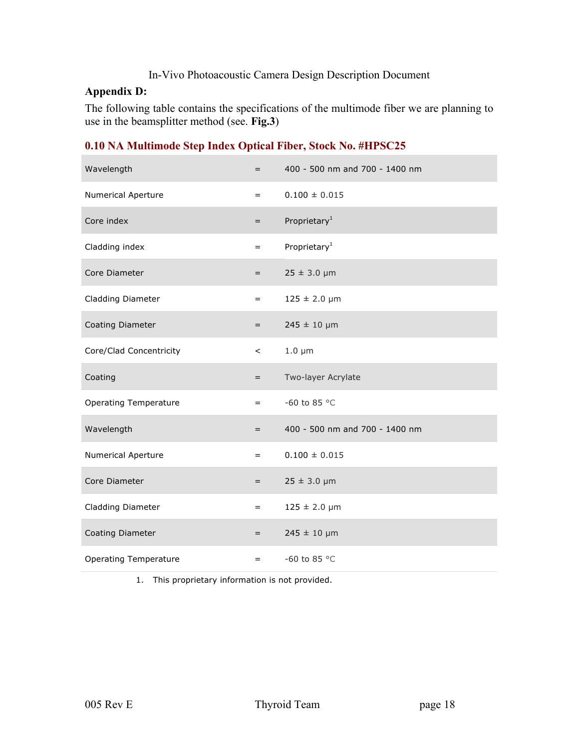**Appendix D:**

The following table contains the specifications of the multimode fiber we are planning to use in the beamsplitter method (see. **Fig.3**)

### 0.10 NA Multimode Step Index Optical Fiber, Stock No. #HPSC25

| | | |
|---|---|---|
| Wavelength | = | 400 - 500 nm and 700 - 1400 nm |
| Numerical Aperture | = | 0.100 ± 0.015 |
| Core index | = | Proprietary[1] |
| Cladding index | = | Proprietary[1] |
| Core Diameter | = | 25 ± 3.0 μm |
| Cladding Diameter | = | 125 ± 2.0 μm |
| Coating Diameter | = | 245 ± 10 μm |
| Core/Clad Concentricity | < | 1.0 μm |
| Coating | = | Two-layer Acrylate |
| Operating Temperature | = | -60 to 85 °C |
| Wavelength | = | 400 - 500 nm and 700 - 1400 nm |
| Numerical Aperture | = | 0.100 ± 0.015 |
| Core Diameter | = | 25 ± 3.0 μm |
| Cladding Diameter | = | 125 ± 2.0 μm |
| Coating Diameter | = | 245 ± 10 μm |
| Operating Temperature | = | -60 to 85 °C |

1. This proprietary information is not provided.